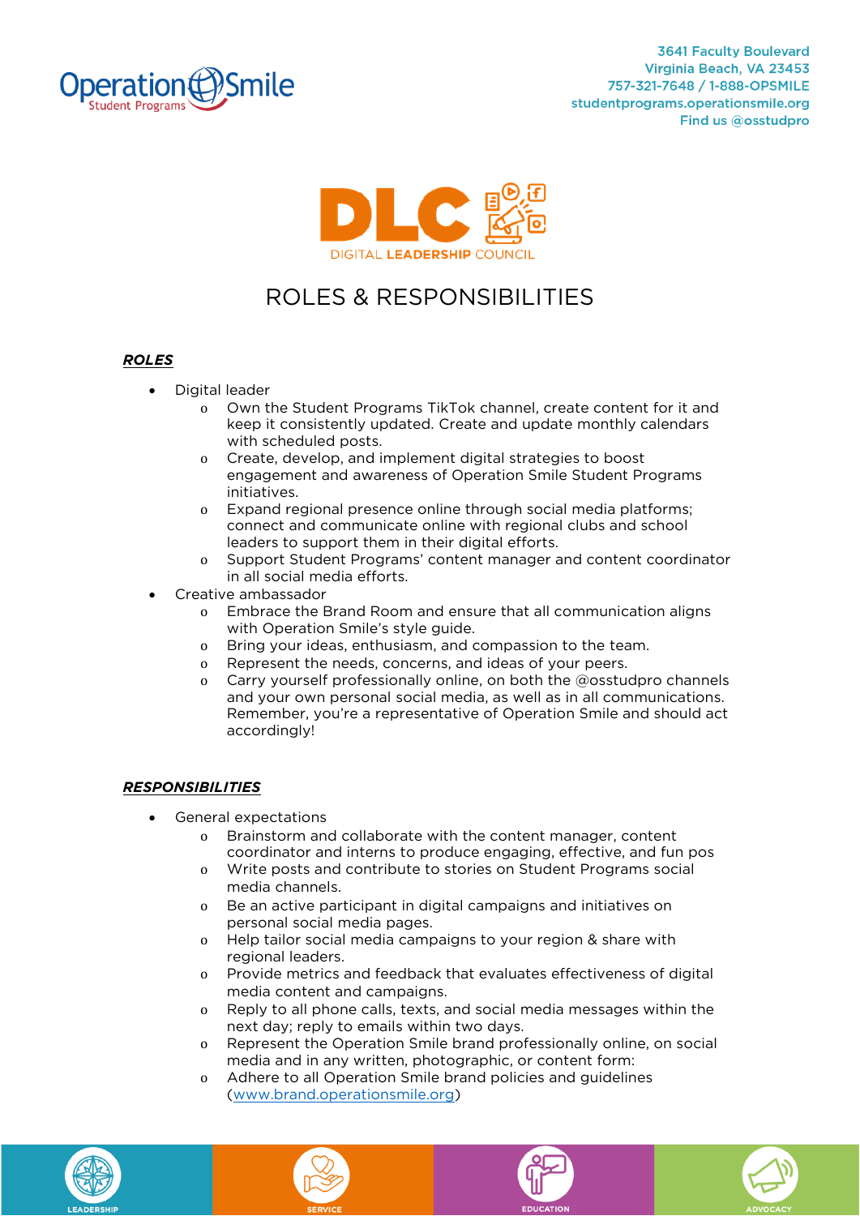3641 Faculty Boulevard
Virginia Beach, VA 23453
757-321-7648 / 1-888-OPSMILE
studentprograms.operationsmile.org
Find us @osstudpro

DLC
DIGITAL LEADERSHIP COUNCIL

# ROLES & RESPONSIBILITIES

## ***ROLES***

- Digital leader
    - Own the Student Programs TikTok channel, create content for it and keep it consistently updated. Create and update monthly calendars with scheduled posts.
    - Create, develop, and implement digital strategies to boost engagement and awareness of Operation Smile Student Programs initiatives.
    - Expand regional presence online through social media platforms; connect and communicate online with regional clubs and school leaders to support them in their digital efforts.
    - Support Student Programs' content manager and content coordinator in all social media efforts.
- Creative ambassador
    - Embrace the Brand Room and ensure that all communication aligns with Operation Smile's style guide.
    - Bring your ideas, enthusiasm, and compassion to the team.
    - Represent the needs, concerns, and ideas of your peers.
    - Carry yourself professionally online, on both the @osstudpro channels and your own personal social media, as well as in all communications. Remember, you're a representative of Operation Smile and should act accordingly!

## ***RESPONSIBILITIES***

- General expectations
    - Brainstorm and collaborate with the content manager, content coordinator and interns to produce engaging, effective, and fun pos
    - Write posts and contribute to stories on Student Programs social media channels.
    - Be an active participant in digital campaigns and initiatives on personal social media pages.
    - Help tailor social media campaigns to your region & share with regional leaders.
    - Provide metrics and feedback that evaluates effectiveness of digital media content and campaigns.
    - Reply to all phone calls, texts, and social media messages within the next day; reply to emails within two days.
    - Represent the Operation Smile brand professionally online, on social media and in any written, photographic, or content form:
    - Adhere to all Operation Smile brand policies and guidelines (www.brand.operationsmile.org)

LEADERSHIP SERVICE EDUCATION ADVOCACY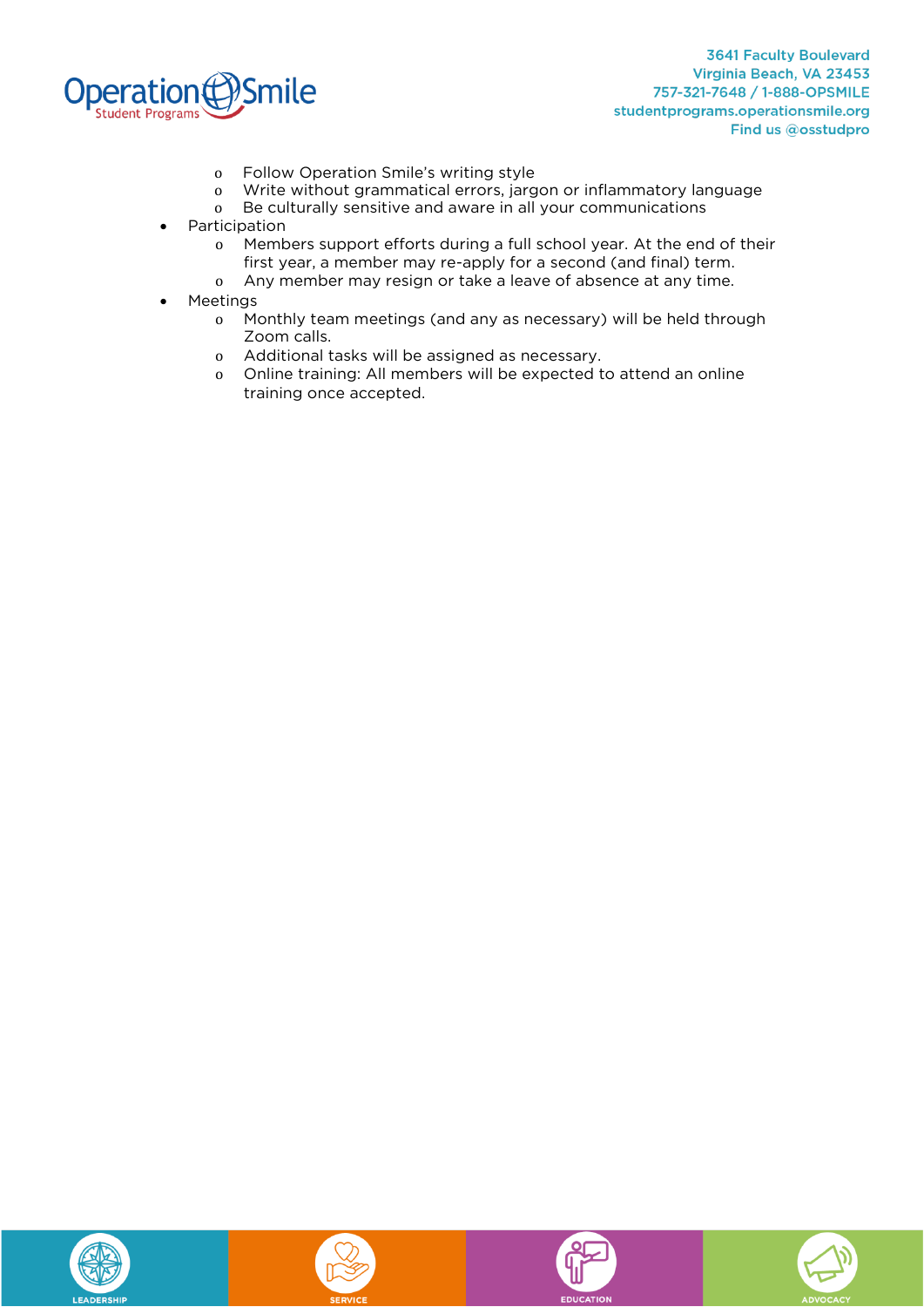- Follow Operation Smile's writing style
  - Write without grammatical errors, jargon or inflammatory language
  - Be culturally sensitive and aware in all your communications
- Participation
  - Members support efforts during a full school year. At the end of their first year, a member may re-apply for a second (and final) term.
  - Any member may resign or take a leave of absence at any time.
- Meetings
  - Monthly team meetings (and any as necessary) will be held through Zoom calls.
  - Additional tasks will be assigned as necessary.
  - Online training: All members will be expected to attend an online training once accepted.